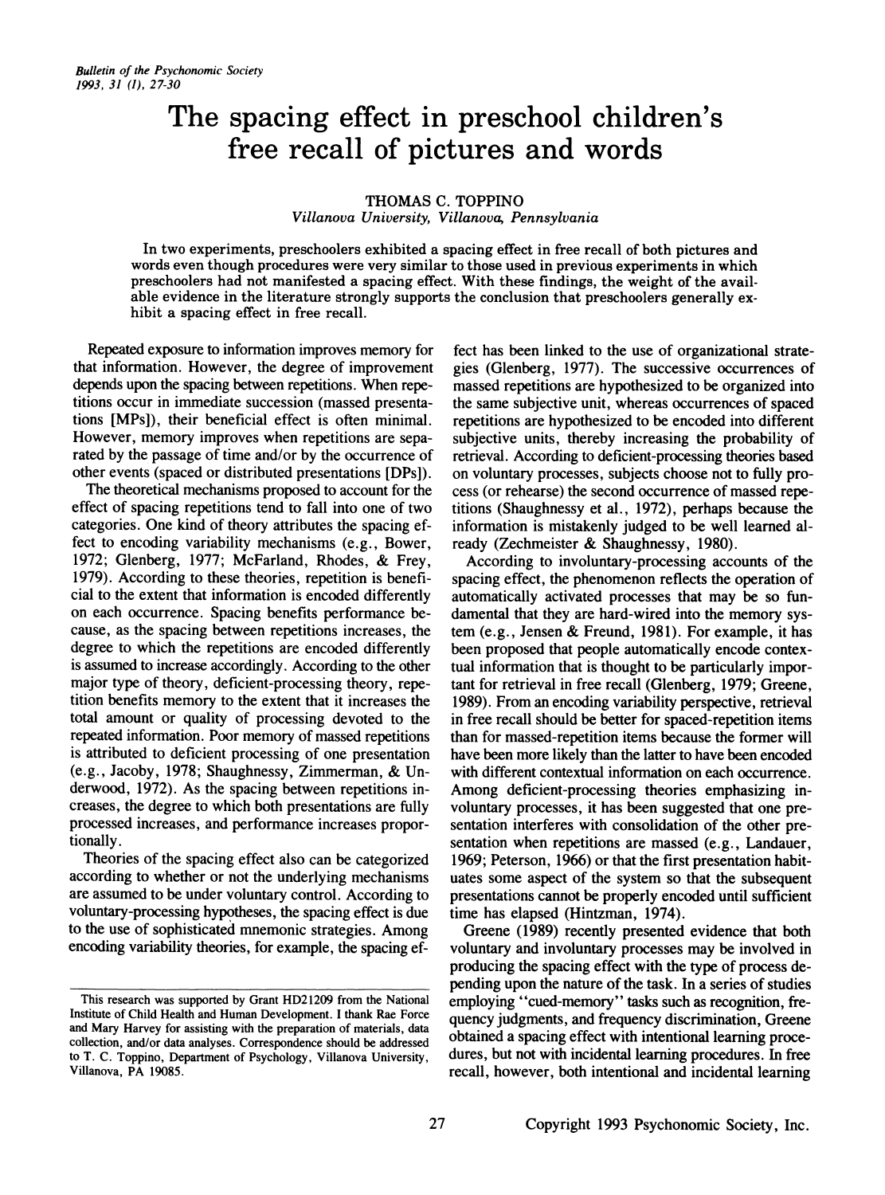# The spacing effect in preschool children's free recall of pictures and words

THOMAS C. TOPPINO
*Villanova University, Villanova, Pennsylvania*

In two experiments, preschoolers exhibited a spacing effect in free recall of both pictures and words even though procedures were very similar to those used in previous experiments in which preschoolers had not manifested a spacing effect. With these findings, the weight of the available evidence in the literature strongly supports the conclusion that preschoolers generally exhibit a spacing effect in free recall.

Repeated exposure to information improves memory for that information. However, the degree of improvement depends upon the spacing between repetitions. When repetitions occur in immediate succession (massed presentations [MPs]), their beneficial effect is often minimal. However, memory improves when repetitions are separated by the passage of time and/or by the occurrence of other events (spaced or distributed presentations [DPs]).

The theoretical mechanisms proposed to account for the effect of spacing repetitions tend to fall into one of two categories. One kind of theory attributes the spacing effect to encoding variability mechanisms (e.g., Bower, 1972; Glenberg, 1977; McFarland, Rhodes, & Frey, 1979). According to these theories, repetition is beneficial to the extent that information is encoded differently on each occurrence. Spacing benefits performance because, as the spacing between repetitions increases, the degree to which the repetitions are encoded differently is assumed to increase accordingly. According to the other major type of theory, deficient-processing theory, repetition benefits memory to the extent that it increases the total amount or quality of processing devoted to the repeated information. Poor memory of massed repetitions is attributed to deficient processing of one presentation (e.g., Jacoby, 1978; Shaughnessy, Zimmerman, & Underwood, 1972). As the spacing between repetitions increases, the degree to which both presentations are fully processed increases, and performance increases proportionally.

Theories of the spacing effect also can be categorized according to whether or not the underlying mechanisms are assumed to be under voluntary control. According to voluntary-processing hypotheses, the spacing effect is due to the use of sophisticated mnemonic strategies. Among encoding variability theories, for example, the spacing effect has been linked to the use of organizational strategies (Glenberg, 1977). The successive occurrences of massed repetitions are hypothesized to be organized into the same subjective unit, whereas occurrences of spaced repetitions are hypothesized to be encoded into different subjective units, thereby increasing the probability of retrieval. According to deficient-processing theories based on voluntary processes, subjects choose not to fully process (or rehearse) the second occurrence of massed repetitions (Shaughnessy et al., 1972), perhaps because the information is mistakenly judged to be well learned already (Zechmeister & Shaughnessy, 1980).

According to involuntary-processing accounts of the spacing effect, the phenomenon reflects the operation of automatically activated processes that may be so fundamental that they are hard-wired into the memory system (e.g., Jensen & Freund, 1981). For example, it has been proposed that people automatically encode contextual information that is thought to be particularly important for retrieval in free recall (Glenberg, 1979; Greene, 1989). From an encoding variability perspective, retrieval in free recall should be better for spaced-repetition items than for massed-repetition items because the former will have been more likely than the latter to have been encoded with different contextual information on each occurrence. Among deficient-processing theories emphasizing involuntary processes, it has been suggested that one presentation interferes with consolidation of the other presentation when repetitions are massed (e.g., Landauer, 1969; Peterson, 1966) or that the first presentation habituates some aspect of the system so that the subsequent presentations cannot be properly encoded until sufficient time has elapsed (Hintzman, 1974).

Greene (1989) recently presented evidence that both voluntary and involuntary processes may be involved in producing the spacing effect with the type of process depending upon the nature of the task. In a series of studies employing "cued-memory" tasks such as recognition, frequency judgments, and frequency discrimination, Greene obtained a spacing effect with intentional learning procedures, but not with incidental learning procedures. In free recall, however, both intentional and incidental learning

---

This research was supported by Grant HD21209 from the National Institute of Child Health and Human Development. I thank Rae Force and Mary Harvey for assisting with the preparation of materials, data collection, and/or data analyses. Correspondence should be addressed to T. C. Toppino, Department of Psychology, Villanova University, Villanova, PA 19085.

Copyright 1993 Psychonomic Society, Inc.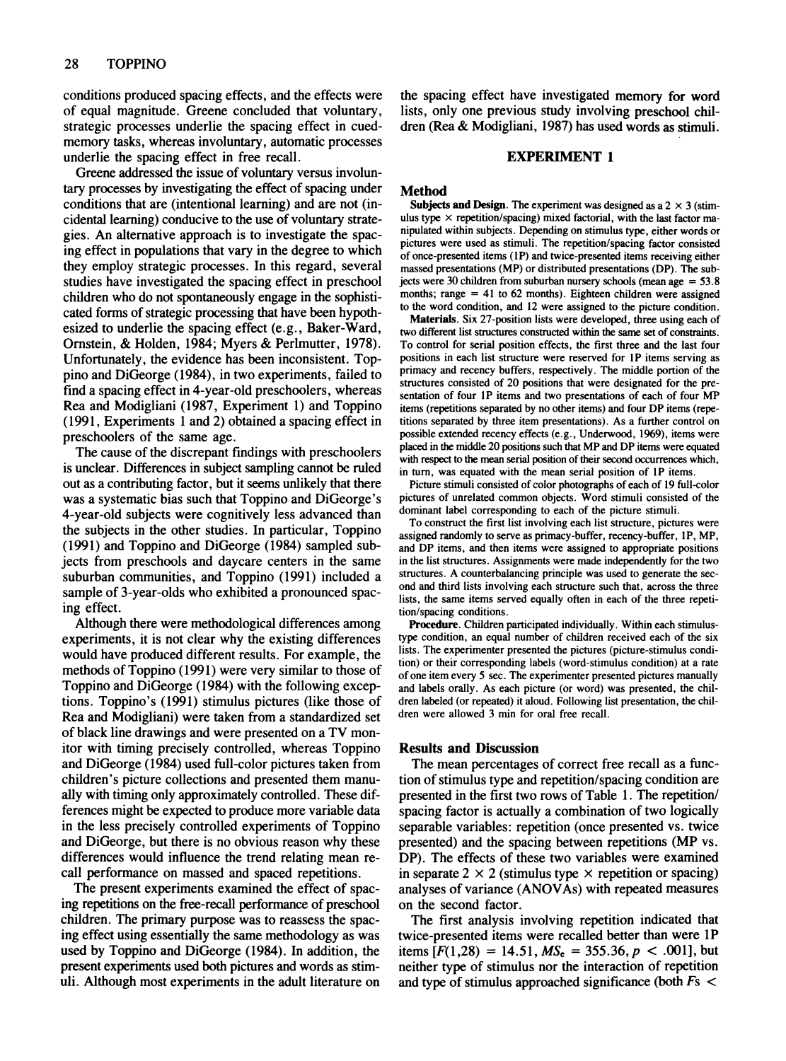conditions produced spacing effects, and the effects were of equal magnitude. Greene concluded that voluntary, strategic processes underlie the spacing effect in cued-memory tasks, whereas involuntary, automatic processes underlie the spacing effect in free recall.

Greene addressed the issue of voluntary versus involuntary processes by investigating the effect of spacing under conditions that are (intentional learning) and are not (incidental learning) conducive to the use of voluntary strategies. An alternative approach is to investigate the spacing effect in populations that vary in the degree to which they employ strategic processes. In this regard, several studies have investigated the spacing effect in preschool children who do not spontaneously engage in the sophisticated forms of strategic processing that have been hypothesized to underlie the spacing effect (e.g., Baker-Ward, Ornstein, & Holden, 1984; Myers & Perlmutter, 1978). Unfortunately, the evidence has been inconsistent. Toppino and DiGeorge (1984), in two experiments, failed to find a spacing effect in 4-year-old preschoolers, whereas Rea and Modigliani (1987, Experiment 1) and Toppino (1991, Experiments 1 and 2) obtained a spacing effect in preschoolers of the same age.

The cause of the discrepant findings with preschoolers is unclear. Differences in subject sampling cannot be ruled out as a contributing factor, but it seems unlikely that there was a systematic bias such that Toppino and DiGeorge's 4-year-old subjects were cognitively less advanced than the subjects in the other studies. In particular, Toppino (1991) and Toppino and DiGeorge (1984) sampled subjects from preschools and daycare centers in the same suburban communities, and Toppino (1991) included a sample of 3-year-olds who exhibited a pronounced spacing effect.

Although there were methodological differences among experiments, it is not clear why the existing differences would have produced different results. For example, the methods of Toppino (1991) were very similar to those of Toppino and DiGeorge (1984) with the following exceptions. Toppino's (1991) stimulus pictures (like those of Rea and Modigliani) were taken from a standardized set of black line drawings and were presented on a TV monitor with timing precisely controlled, whereas Toppino and DiGeorge (1984) used full-color pictures taken from children's picture collections and presented them manually with timing only approximately controlled. These differences might be expected to produce more variable data in the less precisely controlled experiments of Toppino and DiGeorge, but there is no obvious reason why these differences would influence the trend relating mean recall performance on massed and spaced repetitions.

The present experiments examined the effect of spacing repetitions on the free-recall performance of preschool children. The primary purpose was to reassess the spacing effect using essentially the same methodology as was used by Toppino and DiGeorge (1984). In addition, the present experiments used both pictures and words as stimuli. Although most experiments in the adult literature on the spacing effect have investigated memory for word lists, only one previous study involving preschool children (Rea & Modigliani, 1987) has used words as stimuli.

## EXPERIMENT 1

### Method

**Subjects and Design.** The experiment was designed as a 2 × 3 (stimulus type × repetition/spacing) mixed factorial, with the last factor manipulated within subjects. Depending on stimulus type, either words or pictures were used as stimuli. The repetition/spacing factor consisted of once-presented items (1P) and twice-presented items receiving either massed presentations (MP) or distributed presentations (DP). The subjects were 30 children from suburban nursery schools (mean age = 53.8 months; range = 41 to 62 months). Eighteen children were assigned to the word condition, and 12 were assigned to the picture condition.

**Materials.** Six 27-position lists were developed, three using each of two different list structures constructed within the same set of constraints. To control for serial position effects, the first three and the last four positions in each list structure were reserved for 1P items serving as primacy and recency buffers, respectively. The middle portion of the structures consisted of 20 positions that were designated for the presentation of four 1P items and two presentations of each of four MP items (repetitions separated by no other items) and four DP items (repetitions separated by three item presentations). As a further control on possible extended recency effects (e.g., Underwood, 1969), items were placed in the middle 20 positions such that MP and DP items were equated with respect to the mean serial position of their second occurrences which, in turn, was equated with the mean serial position of 1P items.

Picture stimuli consisted of color photographs of each of 19 full-color pictures of unrelated common objects. Word stimuli consisted of the dominant label corresponding to each of the picture stimuli.

To construct the first list involving each list structure, pictures were assigned randomly to serve as primacy-buffer, recency-buffer, 1P, MP, and DP items, and then items were assigned to appropriate positions in the list structures. Assignments were made independently for the two structures. A counterbalancing principle was used to generate the second and third lists involving each structure such that, across the three lists, the same items served equally often in each of the three repetition/spacing conditions.

**Procedure.** Children participated individually. Within each stimulus-type condition, an equal number of children received each of the six lists. The experimenter presented the pictures (picture-stimulus condition) or their corresponding labels (word-stimulus condition) at a rate of one item every 5 sec. The experimenter presented pictures manually and labels orally. As each picture (or word) was presented, the children labeled (or repeated) it aloud. Following list presentation, the children were allowed 3 min for oral free recall.

### Results and Discussion

The mean percentages of correct free recall as a function of stimulus type and repetition/spacing condition are presented in the first two rows of Table 1. The repetition/spacing factor is actually a combination of two logically separable variables: repetition (once presented vs. twice presented) and the spacing between repetitions (MP vs. DP). The effects of these two variables were examined in separate 2 × 2 (stimulus type × repetition or spacing) analyses of variance (ANOVAs) with repeated measures on the second factor.

The first analysis involving repetition indicated that twice-presented items were recalled better than were 1P items [$F(1,28) = 14.51$, $MS_e = 355.36$, $p < .001$], but neither type of stimulus nor the interaction of repetition and type of stimulus approached significance (both $F$s <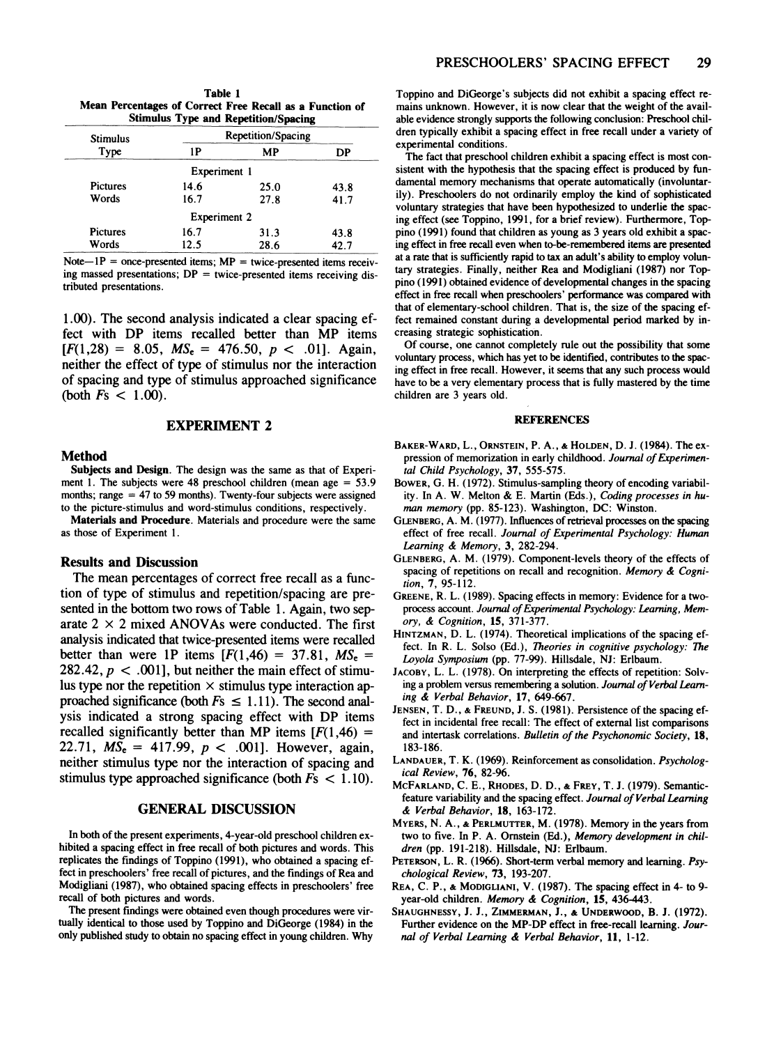**Table 1**
**Mean Percentages of Correct Free Recall as a Function of Stimulus Type and Repetition/Spacing**

| Stimulus Type | Repetition/Spacing | | |
|---|---|---|---|
| | 1P | MP | DP |
| | Experiment 1 | | |
| Pictures | 14.6 | 25.0 | 43.8 |
| Words | 16.7 | 27.8 | 41.7 |
| | Experiment 2 | | |
| Pictures | 16.7 | 31.3 | 43.8 |
| Words | 12.5 | 28.6 | 42.7 |

Note—1P = once-presented items; MP = twice-presented items receiving massed presentations; DP = twice-presented items receiving distributed presentations.

1.00). The second analysis indicated a clear spacing effect with DP items recalled better than MP items [$F(1,28) = 8.05$, $MS_e = 476.50$, $p < .01$]. Again, neither the effect of type of stimulus nor the interaction of spacing and type of stimulus approached significance (both $F\text{s} < 1.00$).

## EXPERIMENT 2

### Method

**Subjects and Design.** The design was the same as that of Experiment 1. The subjects were 48 preschool children (mean age = 53.9 months; range = 47 to 59 months). Twenty-four subjects were assigned to the picture-stimulus and word-stimulus conditions, respectively.

**Materials and Procedure.** Materials and procedure were the same as those of Experiment 1.

### Results and Discussion

The mean percentages of correct free recall as a function of type of stimulus and repetition/spacing are presented in the bottom two rows of Table 1. Again, two separate 2 × 2 mixed ANOVAs were conducted. The first analysis indicated that twice-presented items were recalled better than were 1P items [$F(1,46) = 37.81$, $MS_e = 282.42$, $p < .001$], but neither the main effect of stimulus type nor the repetition × stimulus type interaction approached significance (both $F\text{s} \leq 1.11$). The second analysis indicated a strong spacing effect with DP items recalled significantly better than MP items [$F(1,46) = 22.71$, $MS_e = 417.99$, $p < .001$]. However, again, neither stimulus type nor the interaction of spacing and stimulus type approached significance (both $F\text{s} < 1.10$).

## GENERAL DISCUSSION

In both of the present experiments, 4-year-old preschool children exhibited a spacing effect in free recall of both pictures and words. This replicates the findings of Toppino (1991), who obtained a spacing effect in preschoolers' free recall of pictures, and the findings of Rea and Modigliani (1987), who obtained spacing effects in preschoolers' free recall of both pictures and words.

The present findings were obtained even though procedures were virtually identical to those used by Toppino and DiGeorge (1984) in the only published study to obtain no spacing effect in young children. Why Toppino and DiGeorge's subjects did not exhibit a spacing effect remains unknown. However, it is now clear that the weight of the available evidence strongly supports the following conclusion: Preschool children typically exhibit a spacing effect in free recall under a variety of experimental conditions.

The fact that preschool children exhibit a spacing effect is most consistent with the hypothesis that the spacing effect is produced by fundamental memory mechanisms that operate automatically (involuntarily). Preschoolers do not ordinarily employ the kind of sophisticated voluntary strategies that have been hypothesized to underlie the spacing effect (see Toppino, 1991, for a brief review). Furthermore, Toppino (1991) found that children as young as 3 years old exhibit a spacing effect in free recall even when to-be-remembered items are presented at a rate that is sufficiently rapid to tax an adult's ability to employ voluntary strategies. Finally, neither Rea and Modigliani (1987) nor Toppino (1991) obtained evidence of developmental changes in the spacing effect in free recall when preschoolers' performance was compared with that of elementary-school children. That is, the size of the spacing effect remained constant during a developmental period marked by increasing strategic sophistication.

Of course, one cannot completely rule out the possibility that some voluntary process, which has yet to be identified, contributes to the spacing effect in free recall. However, it seems that any such process would have to be a very elementary process that is fully mastered by the time children are 3 years old.

## REFERENCES

Baker-Ward, L., Ornstein, P. A., & Holden, D. J. (1984). The expression of memorization in early childhood. *Journal of Experimental Child Psychology*, **37**, 555-575.

Bower, G. H. (1972). Stimulus-sampling theory of encoding variability. In A. W. Melton & E. Martin (Eds.), *Coding processes in human memory* (pp. 85-123). Washington, DC: Winston.

Glenberg, A. M. (1977). Influences of retrieval processes on the spacing effect of free recall. *Journal of Experimental Psychology: Human Learning & Memory*, **3**, 282-294.

Glenberg, A. M. (1979). Component-levels theory of the effects of spacing of repetitions on recall and recognition. *Memory & Cognition*, **7**, 95-112.

Greene, R. L. (1989). Spacing effects in memory: Evidence for a two-process account. *Journal of Experimental Psychology: Learning, Memory, & Cognition*, **15**, 371-377.

Hintzman, D. L. (1974). Theoretical implications of the spacing effect. In R. L. Solso (Ed.), *Theories in cognitive psychology: The Loyola Symposium* (pp. 77-99). Hillsdale, NJ: Erlbaum.

Jacoby, L. L. (1978). On interpreting the effects of repetition: Solving a problem versus remembering a solution. *Journal of Verbal Learning & Verbal Behavior*, **17**, 649-667.

Jensen, T. D., & Freund, J. S. (1981). Persistence of the spacing effect in incidental free recall: The effect of external list comparisons and intertask correlations. *Bulletin of the Psychonomic Society*, **18**, 183-186.

Landauer, T. K. (1969). Reinforcement as consolidation. *Psychological Review*, **76**, 82-96.

McFarland, C. E., Rhodes, D. D., & Frey, T. J. (1979). Semantic-feature variability and the spacing effect. *Journal of Verbal Learning & Verbal Behavior*, **18**, 163-172.

Myers, N. A., & Perlmutter, M. (1978). Memory in the years from two to five. In P. A. Ornstein (Ed.), *Memory development in children* (pp. 191-218). Hillsdale, NJ: Erlbaum.

Peterson, L. R. (1966). Short-term verbal memory and learning. *Psychological Review*, **73**, 193-207.

Rea, C. P., & Modigliani, V. (1987). The spacing effect in 4- to 9-year-old children. *Memory & Cognition*, **15**, 436-443.

Shaughnessy, J. J., Zimmerman, J., & Underwood, B. J. (1972). Further evidence on the MP-DP effect in free-recall learning. *Journal of Verbal Learning & Verbal Behavior*, **11**, 1-12.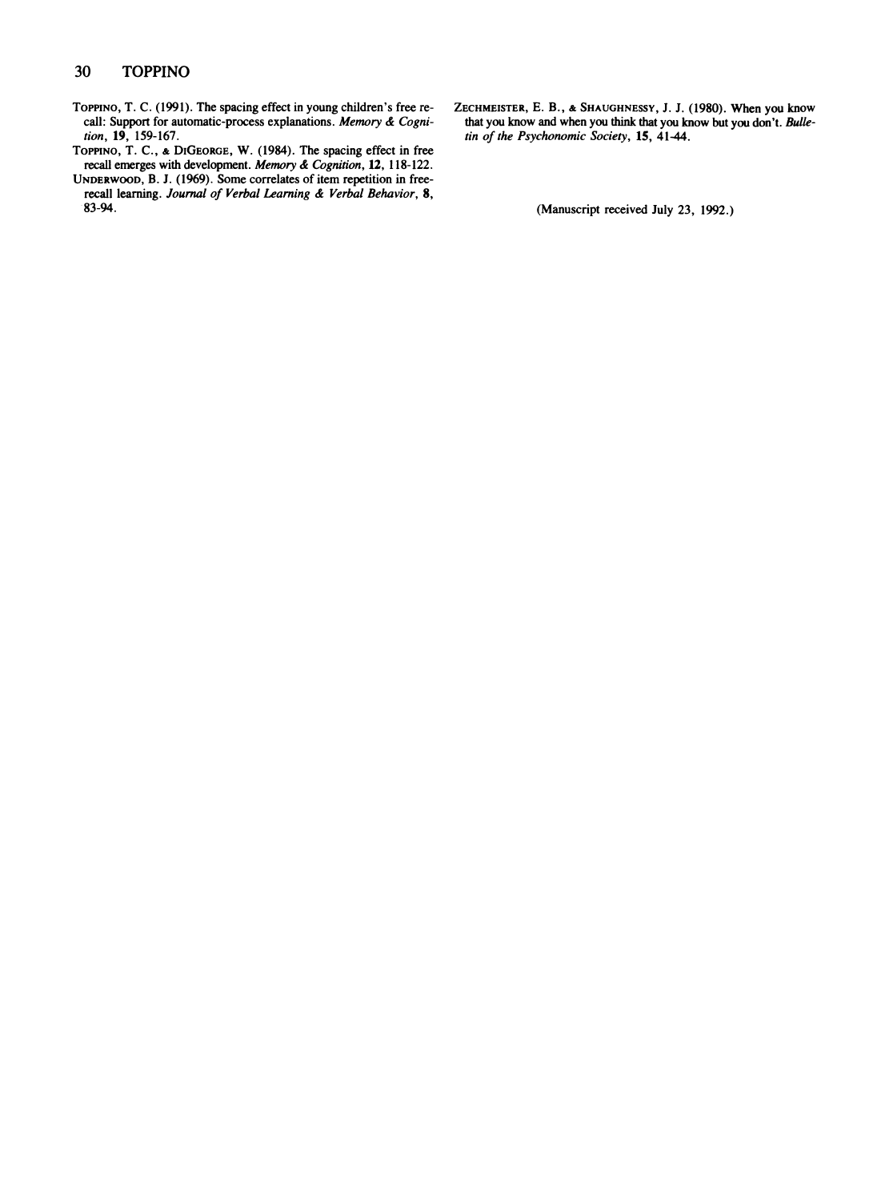Toppino, T. C. (1991). The spacing effect in young children's free recall: Support for automatic-process explanations. *Memory & Cognition*, **19**, 159-167.

Toppino, T. C., & DiGeorge, W. (1984). The spacing effect in free recall emerges with development. *Memory & Cognition*, **12**, 118-122.

Underwood, B. J. (1969). Some correlates of item repetition in free-recall learning. *Journal of Verbal Learning & Verbal Behavior*, **8**, 83-94.

Zechmeister, E. B., & Shaughnessy, J. J. (1980). When you know that you know and when you think that you know but you don't. *Bulletin of the Psychonomic Society*, **15**, 41-44.

(Manuscript received July 23, 1992.)